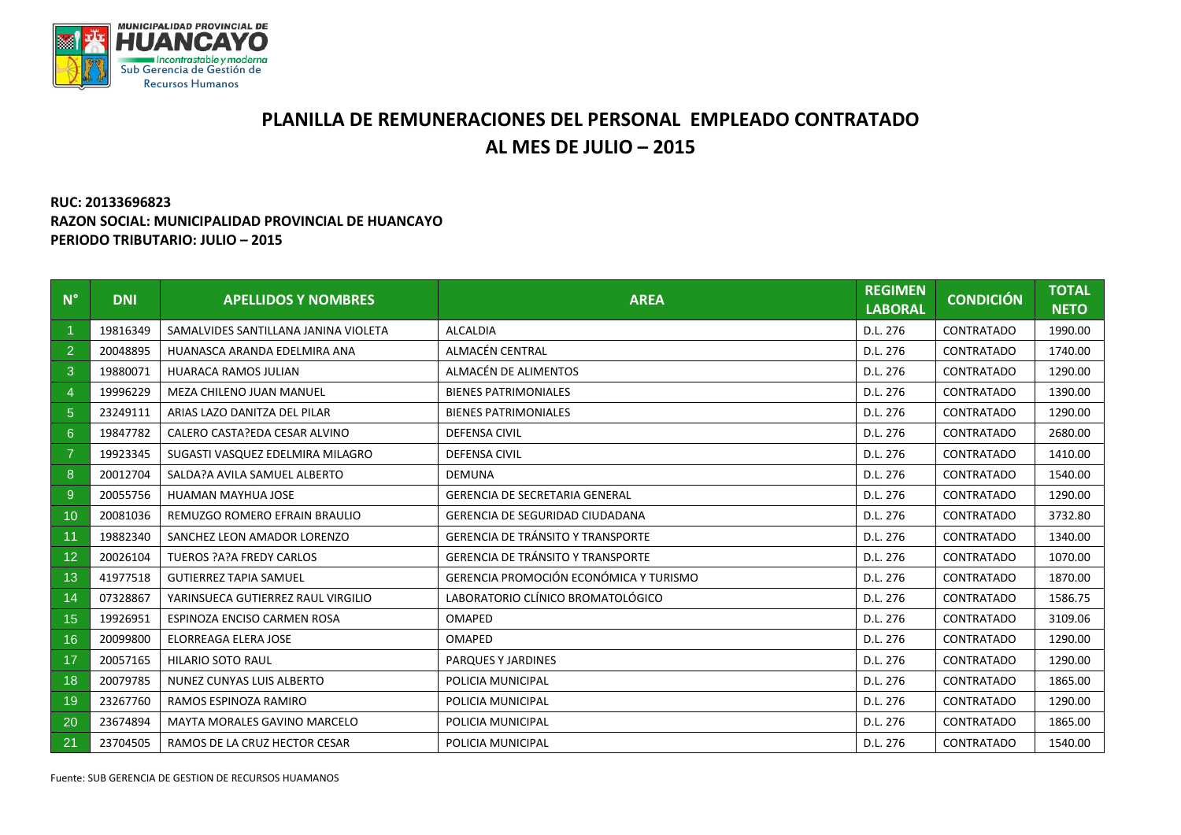MUNICIPALIDAD PROVINCIAL DE HUANCAYO
Incontrastable y moderna
Sub Gerencia de Gestión de Recursos Humanos

# PLANILLA DE REMUNERACIONES DEL PERSONAL EMPLEADO CONTRATADO AL MES DE JULIO – 2015

**RUC: 20133696823**
**RAZON SOCIAL: MUNICIPALIDAD PROVINCIAL DE HUANCAYO**
**PERIODO TRIBUTARIO: JULIO – 2015**

| N° | DNI | APELLIDOS Y NOMBRES | AREA | REGIMEN LABORAL | CONDICIÓN | TOTAL NETO |
|---|---|---|---|---|---|---|
| 1 | 19816349 | SAMALVIDES SANTILLANA JANINA VIOLETA | ALCALDIA | D.L. 276 | CONTRATADO | 1990.00 |
| 2 | 20048895 | HUANASCA ARANDA EDELMIRA ANA | ALMACÉN CENTRAL | D.L. 276 | CONTRATADO | 1740.00 |
| 3 | 19880071 | HUARACA RAMOS JULIAN | ALMACÉN DE ALIMENTOS | D.L. 276 | CONTRATADO | 1290.00 |
| 4 | 19996229 | MEZA CHILENO JUAN MANUEL | BIENES PATRIMONIALES | D.L. 276 | CONTRATADO | 1390.00 |
| 5 | 23249111 | ARIAS LAZO DANITZA DEL PILAR | BIENES PATRIMONIALES | D.L. 276 | CONTRATADO | 1290.00 |
| 6 | 19847782 | CALERO CASTA?EDA CESAR ALVINO | DEFENSA CIVIL | D.L. 276 | CONTRATADO | 2680.00 |
| 7 | 19923345 | SUGASTI VASQUEZ EDELMIRA MILAGRO | DEFENSA CIVIL | D.L. 276 | CONTRATADO | 1410.00 |
| 8 | 20012704 | SALDA?A AVILA SAMUEL ALBERTO | DEMUNA | D.L. 276 | CONTRATADO | 1540.00 |
| 9 | 20055756 | HUAMAN MAYHUA JOSE | GERENCIA DE SECRETARIA GENERAL | D.L. 276 | CONTRATADO | 1290.00 |
| 10 | 20081036 | REMUZGO ROMERO EFRAIN BRAULIO | GERENCIA DE SEGURIDAD CIUDADANA | D.L. 276 | CONTRATADO | 3732.80 |
| 11 | 19882340 | SANCHEZ LEON AMADOR LORENZO | GERENCIA DE TRÁNSITO Y TRANSPORTE | D.L. 276 | CONTRATADO | 1340.00 |
| 12 | 20026104 | TUEROS ?A?A FREDY CARLOS | GERENCIA DE TRÁNSITO Y TRANSPORTE | D.L. 276 | CONTRATADO | 1070.00 |
| 13 | 41977518 | GUTIERREZ TAPIA SAMUEL | GERENCIA PROMOCIÓN ECONÓMICA Y TURISMO | D.L. 276 | CONTRATADO | 1870.00 |
| 14 | 07328867 | YARINSUECA GUTIERREZ RAUL VIRGILIO | LABORATORIO CLÍNICO BROMATOLÓGICO | D.L. 276 | CONTRATADO | 1586.75 |
| 15 | 19926951 | ESPINOZA ENCISO CARMEN ROSA | OMAPED | D.L. 276 | CONTRATADO | 3109.06 |
| 16 | 20099800 | ELORREAGA ELERA JOSE | OMAPED | D.L. 276 | CONTRATADO | 1290.00 |
| 17 | 20057165 | HILARIO SOTO RAUL | PARQUES Y JARDINES | D.L. 276 | CONTRATADO | 1290.00 |
| 18 | 20079785 | NUNEZ CUNYAS LUIS ALBERTO | POLICIA MUNICIPAL | D.L. 276 | CONTRATADO | 1865.00 |
| 19 | 23267760 | RAMOS ESPINOZA RAMIRO | POLICIA MUNICIPAL | D.L. 276 | CONTRATADO | 1290.00 |
| 20 | 23674894 | MAYTA MORALES GAVINO MARCELO | POLICIA MUNICIPAL | D.L. 276 | CONTRATADO | 1865.00 |
| 21 | 23704505 | RAMOS DE LA CRUZ HECTOR CESAR | POLICIA MUNICIPAL | D.L. 276 | CONTRATADO | 1540.00 |

Fuente: SUB GERENCIA DE GESTION DE RECURSOS HUAMANOS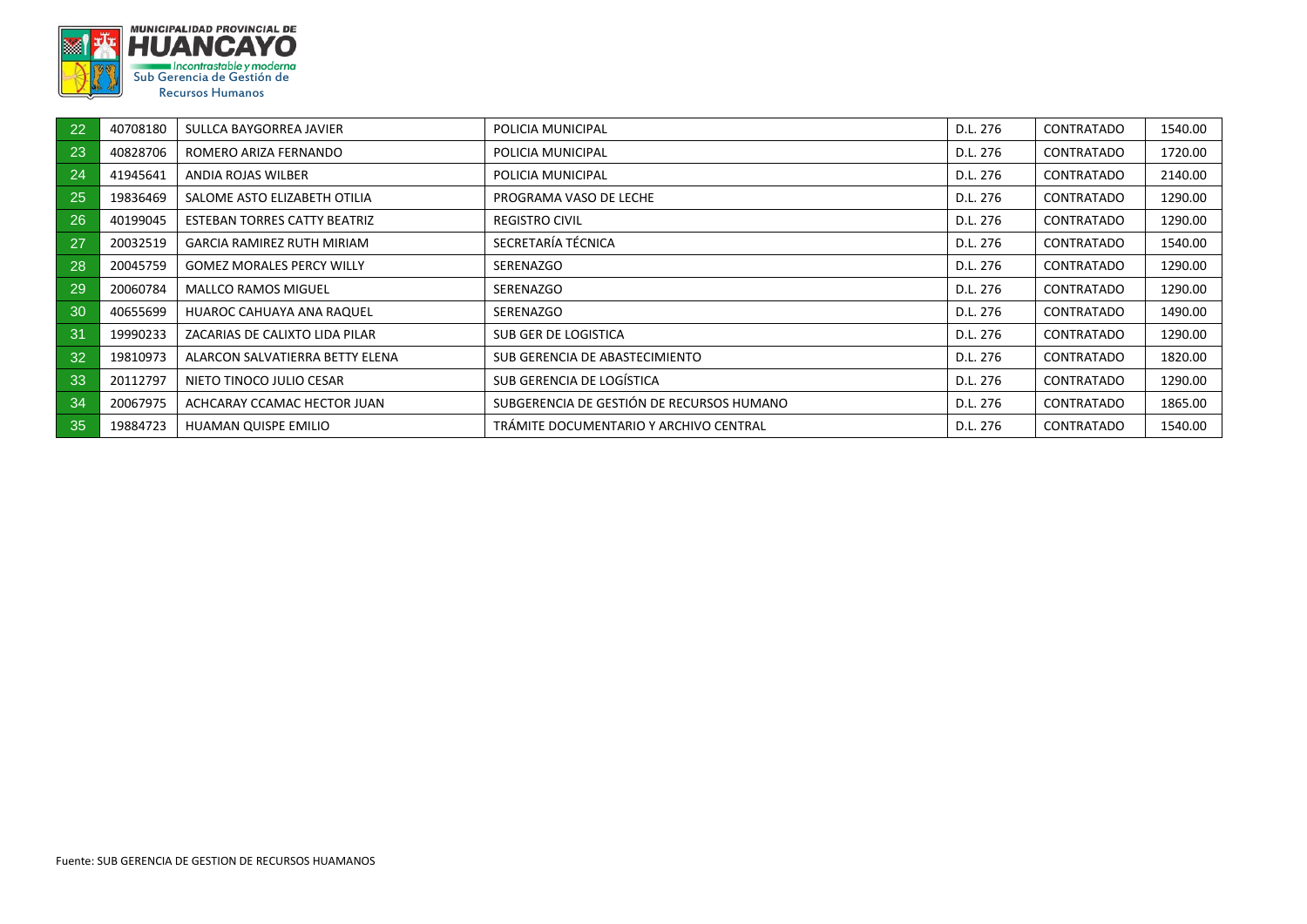| | | | | | | |
|---|---|---|---|---|---|---|
| 22 | 40708180 | SULLCA BAYGORREA JAVIER | POLICIA MUNICIPAL | D.L. 276 | CONTRATADO | 1540.00 |
| 23 | 40828706 | ROMERO ARIZA FERNANDO | POLICIA MUNICIPAL | D.L. 276 | CONTRATADO | 1720.00 |
| 24 | 41945641 | ANDIA ROJAS WILBER | POLICIA MUNICIPAL | D.L. 276 | CONTRATADO | 2140.00 |
| 25 | 19836469 | SALOME ASTO ELIZABETH OTILIA | PROGRAMA VASO DE LECHE | D.L. 276 | CONTRATADO | 1290.00 |
| 26 | 40199045 | ESTEBAN TORRES CATTY BEATRIZ | REGISTRO CIVIL | D.L. 276 | CONTRATADO | 1290.00 |
| 27 | 20032519 | GARCIA RAMIREZ RUTH MIRIAM | SECRETARÍA TÉCNICA | D.L. 276 | CONTRATADO | 1540.00 |
| 28 | 20045759 | GOMEZ MORALES PERCY WILLY | SERENAZGO | D.L. 276 | CONTRATADO | 1290.00 |
| 29 | 20060784 | MALLCO RAMOS MIGUEL | SERENAZGO | D.L. 276 | CONTRATADO | 1290.00 |
| 30 | 40655699 | HUAROC CAHUAYA ANA RAQUEL | SERENAZGO | D.L. 276 | CONTRATADO | 1490.00 |
| 31 | 19990233 | ZACARIAS DE CALIXTO LIDA PILAR | SUB GER DE LOGISTICA | D.L. 276 | CONTRATADO | 1290.00 |
| 32 | 19810973 | ALARCON SALVATIERRA BETTY ELENA | SUB GERENCIA DE ABASTECIMIENTO | D.L. 276 | CONTRATADO | 1820.00 |
| 33 | 20112797 | NIETO TINOCO JULIO CESAR | SUB GERENCIA DE LOGÍSTICA | D.L. 276 | CONTRATADO | 1290.00 |
| 34 | 20067975 | ACHCARAY CCAMAC HECTOR JUAN | SUBGERENCIA DE GESTIÓN DE RECURSOS HUMANO | D.L. 276 | CONTRATADO | 1865.00 |
| 35 | 19884723 | HUAMAN QUISPE EMILIO | TRÁMITE DOCUMENTARIO Y ARCHIVO CENTRAL | D.L. 276 | CONTRATADO | 1540.00 |

Fuente: SUB GERENCIA DE GESTION DE RECURSOS HUAMANOS